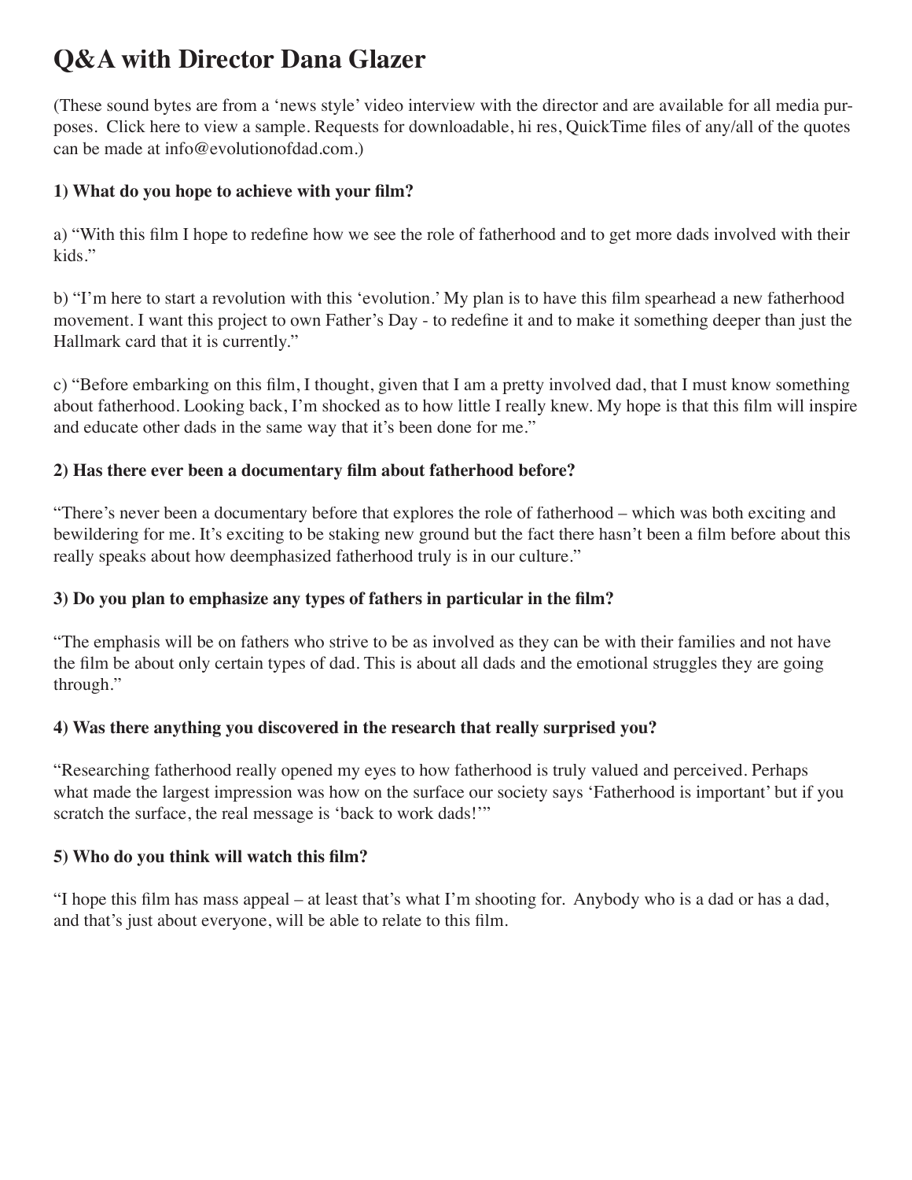# Q&A with Director Dana Glazer

(These sound bytes are from a 'news style' video interview with the director and are available for all media purposes. Click here to view a sample. Requests for downloadable, hi res, QuickTime files of any/all of the quotes can be made at info@evolutionofdad.com.)

**1) What do you hope to achieve with your film?**

a) "With this film I hope to redefine how we see the role of fatherhood and to get more dads involved with their kids."

b) "I'm here to start a revolution with this 'evolution.' My plan is to have this film spearhead a new fatherhood movement. I want this project to own Father's Day - to redefine it and to make it something deeper than just the Hallmark card that it is currently."

c) "Before embarking on this film, I thought, given that I am a pretty involved dad, that I must know something about fatherhood. Looking back, I'm shocked as to how little I really knew. My hope is that this film will inspire and educate other dads in the same way that it's been done for me."

**2) Has there ever been a documentary film about fatherhood before?**

"There's never been a documentary before that explores the role of fatherhood – which was both exciting and bewildering for me. It's exciting to be staking new ground but the fact there hasn't been a film before about this really speaks about how deemphasized fatherhood truly is in our culture."

**3) Do you plan to emphasize any types of fathers in particular in the film?**

"The emphasis will be on fathers who strive to be as involved as they can be with their families and not have the film be about only certain types of dad. This is about all dads and the emotional struggles they are going through."

**4) Was there anything you discovered in the research that really surprised you?**

"Researching fatherhood really opened my eyes to how fatherhood is truly valued and perceived. Perhaps what made the largest impression was how on the surface our society says 'Fatherhood is important' but if you scratch the surface, the real message is 'back to work dads!'"

**5) Who do you think will watch this film?**

"I hope this film has mass appeal – at least that's what I'm shooting for. Anybody who is a dad or has a dad, and that's just about everyone, will be able to relate to this film.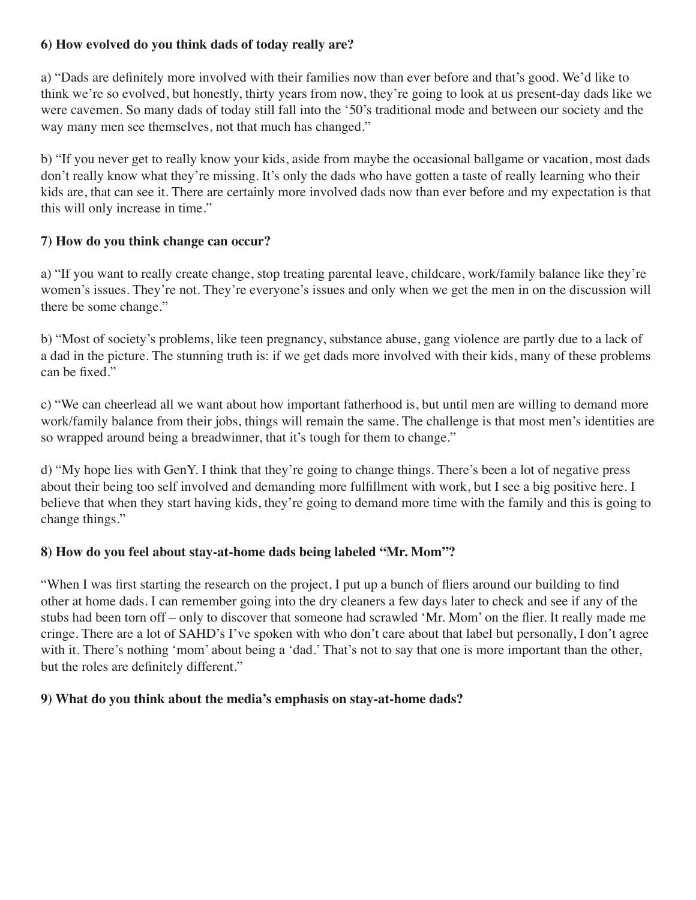**6) How evolved do you think dads of today really are?**

a) "Dads are definitely more involved with their families now than ever before and that's good. We'd like to think we're so evolved, but honestly, thirty years from now, they're going to look at us present-day dads like we were cavemen. So many dads of today still fall into the '50's traditional mode and between our society and the way many men see themselves, not that much has changed."

b) "If you never get to really know your kids, aside from maybe the occasional ballgame or vacation, most dads don't really know what they're missing. It's only the dads who have gotten a taste of really learning who their kids are, that can see it. There are certainly more involved dads now than ever before and my expectation is that this will only increase in time."

**7) How do you think change can occur?**

a) "If you want to really create change, stop treating parental leave, childcare, work/family balance like they're women's issues. They're not. They're everyone's issues and only when we get the men in on the discussion will there be some change."

b) "Most of society's problems, like teen pregnancy, substance abuse, gang violence are partly due to a lack of a dad in the picture. The stunning truth is: if we get dads more involved with their kids, many of these problems can be fixed."

c) "We can cheerlead all we want about how important fatherhood is, but until men are willing to demand more work/family balance from their jobs, things will remain the same. The challenge is that most men's identities are so wrapped around being a breadwinner, that it's tough for them to change."

d) "My hope lies with GenY. I think that they're going to change things. There's been a lot of negative press about their being too self involved and demanding more fulfillment with work, but I see a big positive here. I believe that when they start having kids, they're going to demand more time with the family and this is going to change things."

**8) How do you feel about stay-at-home dads being labeled "Mr. Mom"?**

"When I was first starting the research on the project, I put up a bunch of fliers around our building to find other at home dads. I can remember going into the dry cleaners a few days later to check and see if any of the stubs had been torn off – only to discover that someone had scrawled 'Mr. Mom' on the flier. It really made me cringe. There are a lot of SAHD's I've spoken with who don't care about that label but personally, I don't agree with it. There's nothing 'mom' about being a 'dad.' That's not to say that one is more important than the other, but the roles are definitely different."

**9) What do you think about the media's emphasis on stay-at-home dads?**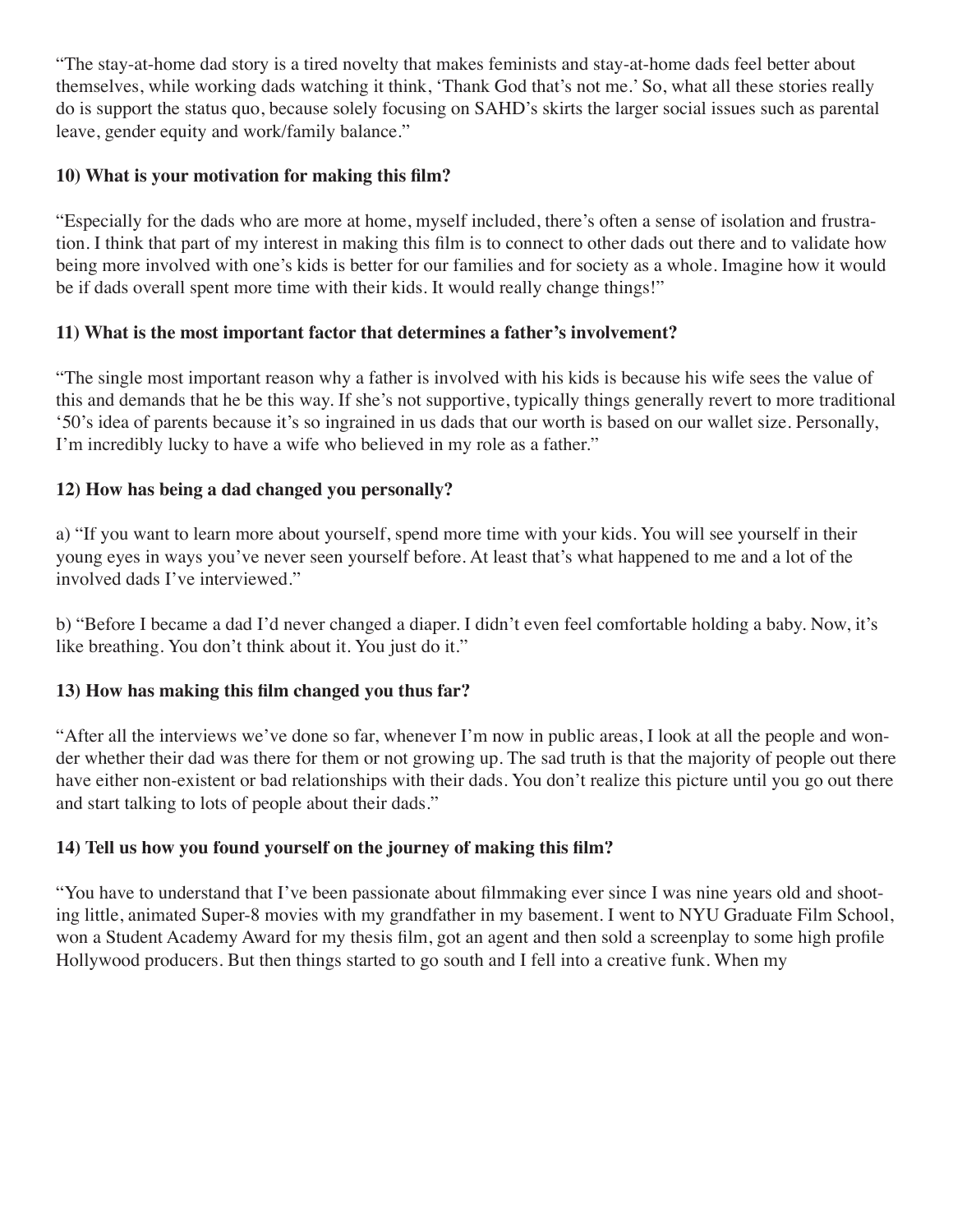"The stay-at-home dad story is a tired novelty that makes feminists and stay-at-home dads feel better about themselves, while working dads watching it think, 'Thank God that's not me.' So, what all these stories really do is support the status quo, because solely focusing on SAHD's skirts the larger social issues such as parental leave, gender equity and work/family balance."

**10) What is your motivation for making this film?**

"Especially for the dads who are more at home, myself included, there's often a sense of isolation and frustration. I think that part of my interest in making this film is to connect to other dads out there and to validate how being more involved with one's kids is better for our families and for society as a whole. Imagine how it would be if dads overall spent more time with their kids. It would really change things!"

**11) What is the most important factor that determines a father's involvement?**

"The single most important reason why a father is involved with his kids is because his wife sees the value of this and demands that he be this way. If she's not supportive, typically things generally revert to more traditional '50's idea of parents because it's so ingrained in us dads that our worth is based on our wallet size. Personally, I'm incredibly lucky to have a wife who believed in my role as a father."

**12) How has being a dad changed you personally?**

a) "If you want to learn more about yourself, spend more time with your kids. You will see yourself in their young eyes in ways you've never seen yourself before. At least that's what happened to me and a lot of the involved dads I've interviewed."

b) "Before I became a dad I'd never changed a diaper. I didn't even feel comfortable holding a baby. Now, it's like breathing. You don't think about it. You just do it."

**13) How has making this film changed you thus far?**

"After all the interviews we've done so far, whenever I'm now in public areas, I look at all the people and wonder whether their dad was there for them or not growing up. The sad truth is that the majority of people out there have either non-existent or bad relationships with their dads. You don't realize this picture until you go out there and start talking to lots of people about their dads."

**14) Tell us how you found yourself on the journey of making this film?**

"You have to understand that I've been passionate about filmmaking ever since I was nine years old and shooting little, animated Super-8 movies with my grandfather in my basement. I went to NYU Graduate Film School, won a Student Academy Award for my thesis film, got an agent and then sold a screenplay to some high profile Hollywood producers. But then things started to go south and I fell into a creative funk. When my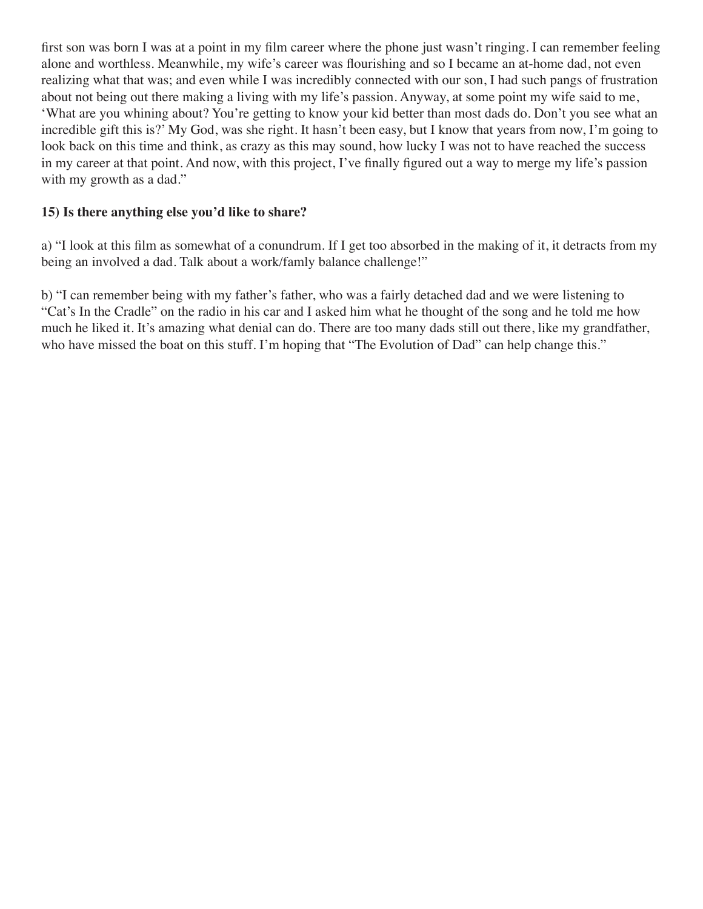first son was born I was at a point in my film career where the phone just wasn't ringing. I can remember feeling alone and worthless. Meanwhile, my wife's career was flourishing and so I became an at-home dad, not even realizing what that was; and even while I was incredibly connected with our son, I had such pangs of frustration about not being out there making a living with my life's passion. Anyway, at some point my wife said to me, 'What are you whining about? You're getting to know your kid better than most dads do. Don't you see what an incredible gift this is?' My God, was she right. It hasn't been easy, but I know that years from now, I'm going to look back on this time and think, as crazy as this may sound, how lucky I was not to have reached the success in my career at that point. And now, with this project, I've finally figured out a way to merge my life's passion with my growth as a dad."

**15) Is there anything else you'd like to share?**

a) "I look at this film as somewhat of a conundrum. If I get too absorbed in the making of it, it detracts from my being an involved a dad. Talk about a work/famly balance challenge!"

b) "I can remember being with my father's father, who was a fairly detached dad and we were listening to "Cat's In the Cradle" on the radio in his car and I asked him what he thought of the song and he told me how much he liked it. It's amazing what denial can do. There are too many dads still out there, like my grandfather, who have missed the boat on this stuff. I'm hoping that "The Evolution of Dad" can help change this."